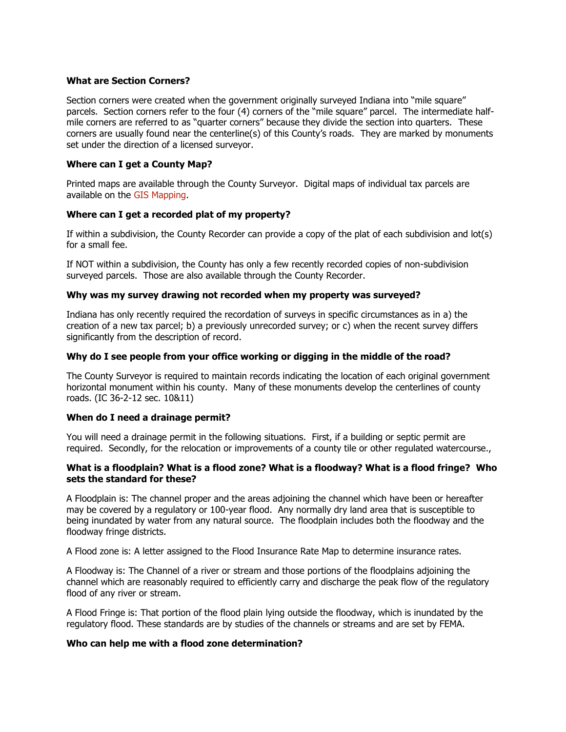### What are Section Corners?

Section corners were created when the government originally surveyed Indiana into "mile square" parcels. Section corners refer to the four (4) corners of the "mile square" parcel. The intermediate half-mile corners are referred to as "quarter corners" because they divide the section into quarters. These corners are usually found near the centerline(s) of this County's roads. They are marked by monuments set under the direction of a licensed surveyor.

### Where can I get a County Map?

Printed maps are available through the County Surveyor. Digital maps of individual tax parcels are available on the GIS Mapping.

### Where can I get a recorded plat of my property?

If within a subdivision, the County Recorder can provide a copy of the plat of each subdivision and lot(s) for a small fee.

If NOT within a subdivision, the County has only a few recently recorded copies of non-subdivision surveyed parcels. Those are also available through the County Recorder.

### Why was my survey drawing not recorded when my property was surveyed?

Indiana has only recently required the recordation of surveys in specific circumstances as in a) the creation of a new tax parcel; b) a previously unrecorded survey; or c) when the recent survey differs significantly from the description of record.

### Why do I see people from your office working or digging in the middle of the road?

The County Surveyor is required to maintain records indicating the location of each original government horizontal monument within his county. Many of these monuments develop the centerlines of county roads. (IC 36-2-12 sec. 10&11)

### When do I need a drainage permit?

You will need a drainage permit in the following situations. First, if a building or septic permit are required. Secondly, for the relocation or improvements of a county tile or other regulated watercourse.,

### What is a floodplain? What is a flood zone? What is a floodway? What is a flood fringe? Who sets the standard for these?

A Floodplain is: The channel proper and the areas adjoining the channel which have been or hereafter may be covered by a regulatory or 100-year flood. Any normally dry land area that is susceptible to being inundated by water from any natural source. The floodplain includes both the floodway and the floodway fringe districts.

A Flood zone is: A letter assigned to the Flood Insurance Rate Map to determine insurance rates.

A Floodway is: The Channel of a river or stream and those portions of the floodplains adjoining the channel which are reasonably required to efficiently carry and discharge the peak flow of the regulatory flood of any river or stream.

A Flood Fringe is: That portion of the flood plain lying outside the floodway, which is inundated by the regulatory flood. These standards are by studies of the channels or streams and are set by FEMA.

### Who can help me with a flood zone determination?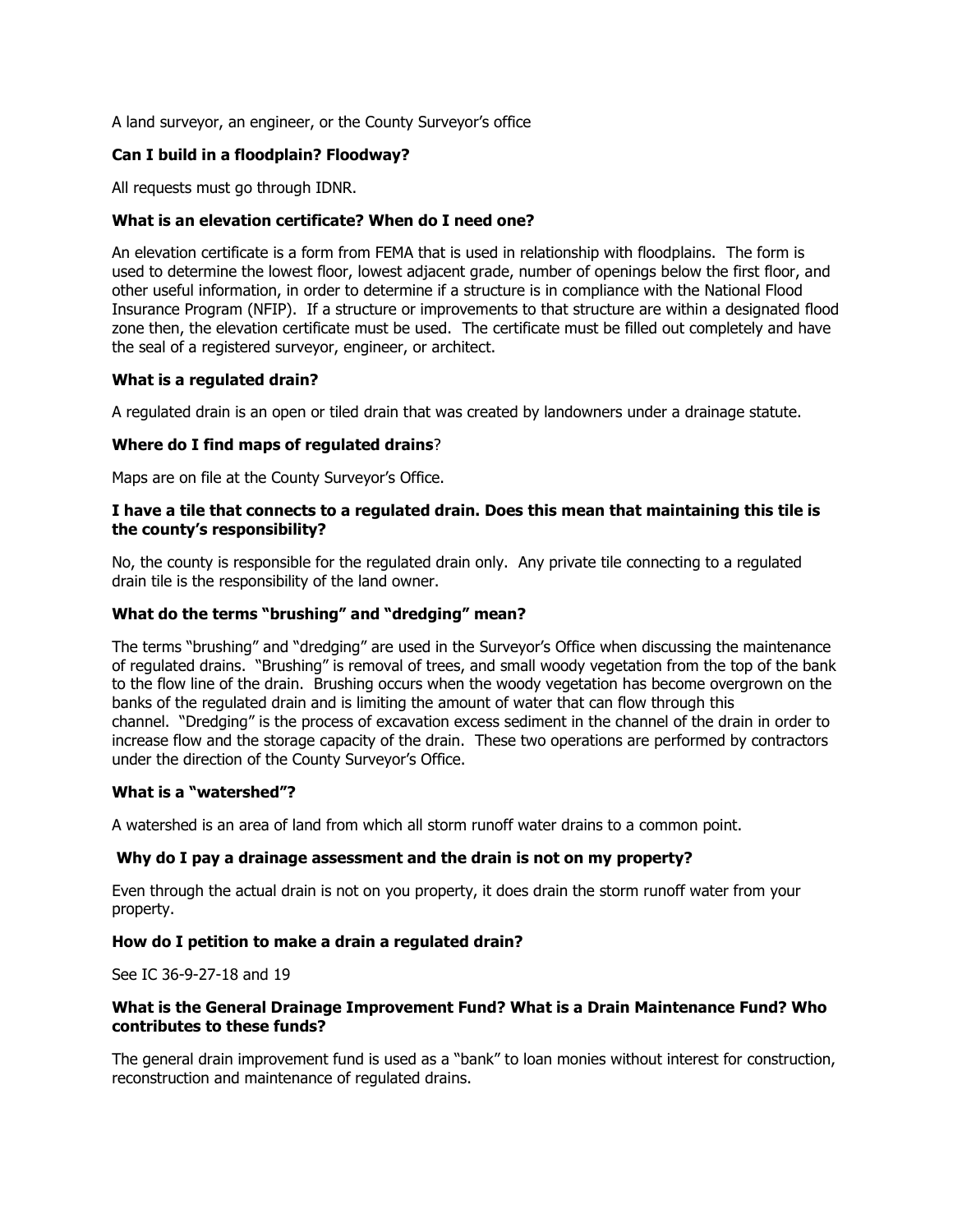A land surveyor, an engineer, or the County Surveyor's office

**Can I build in a floodplain? Floodway?**

All requests must go through IDNR.

**What is an elevation certificate? When do I need one?**

An elevation certificate is a form from FEMA that is used in relationship with floodplains. The form is used to determine the lowest floor, lowest adjacent grade, number of openings below the first floor, and other useful information, in order to determine if a structure is in compliance with the National Flood Insurance Program (NFIP). If a structure or improvements to that structure are within a designated flood zone then, the elevation certificate must be used. The certificate must be filled out completely and have the seal of a registered surveyor, engineer, or architect.

**What is a regulated drain?**

A regulated drain is an open or tiled drain that was created by landowners under a drainage statute.

**Where do I find maps of regulated drains**?

Maps are on file at the County Surveyor's Office.

**I have a tile that connects to a regulated drain. Does this mean that maintaining this tile is the county's responsibility?**

No, the county is responsible for the regulated drain only. Any private tile connecting to a regulated drain tile is the responsibility of the land owner.

**What do the terms "brushing" and "dredging" mean?**

The terms "brushing" and "dredging" are used in the Surveyor's Office when discussing the maintenance of regulated drains. "Brushing" is removal of trees, and small woody vegetation from the top of the bank to the flow line of the drain. Brushing occurs when the woody vegetation has become overgrown on the banks of the regulated drain and is limiting the amount of water that can flow through this channel. "Dredging" is the process of excavation excess sediment in the channel of the drain in order to increase flow and the storage capacity of the drain. These two operations are performed by contractors under the direction of the County Surveyor's Office.

**What is a "watershed"?**

A watershed is an area of land from which all storm runoff water drains to a common point.

**Why do I pay a drainage assessment and the drain is not on my property?**

Even through the actual drain is not on you property, it does drain the storm runoff water from your property.

**How do I petition to make a drain a regulated drain?**

See IC 36-9-27-18 and 19

**What is the General Drainage Improvement Fund? What is a Drain Maintenance Fund? Who contributes to these funds?**

The general drain improvement fund is used as a "bank" to loan monies without interest for construction, reconstruction and maintenance of regulated drains.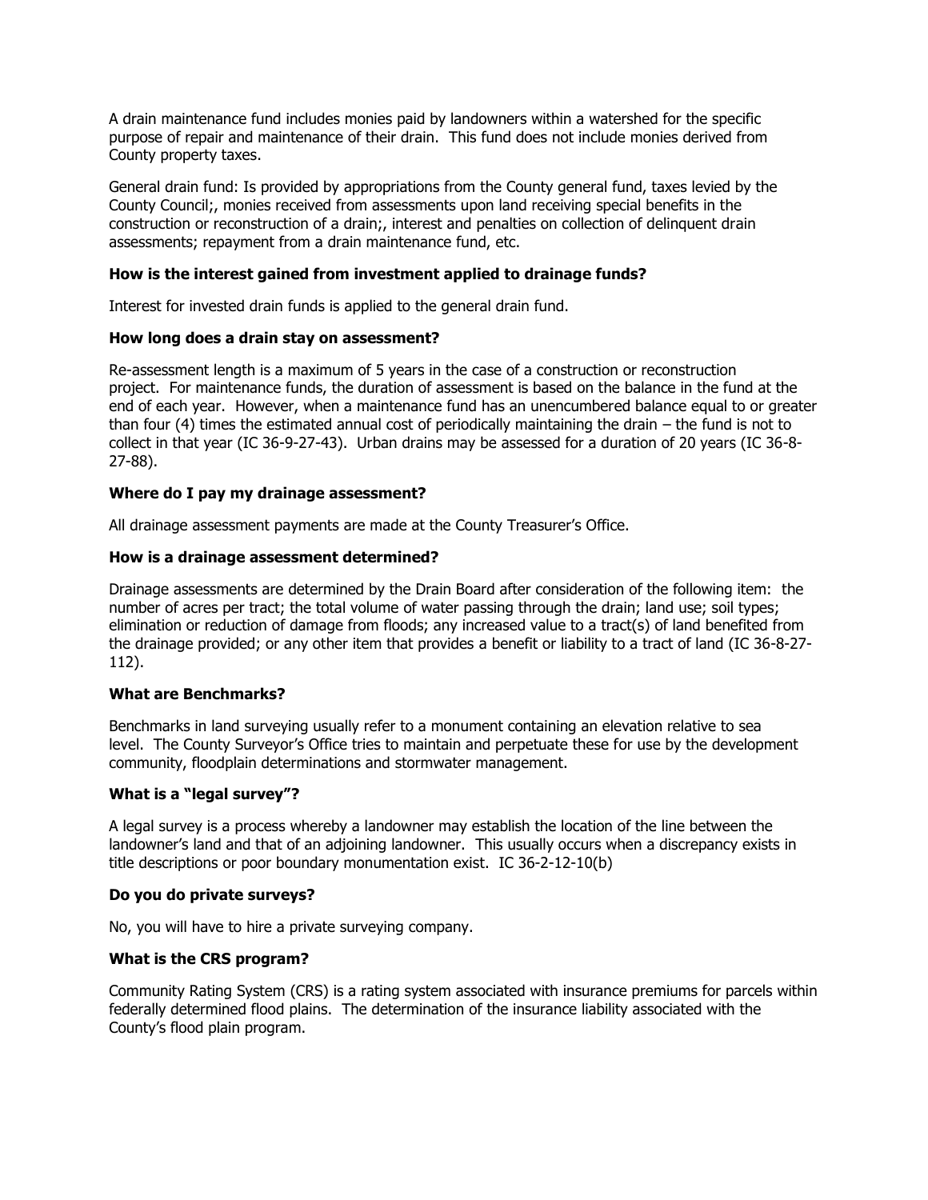A drain maintenance fund includes monies paid by landowners within a watershed for the specific purpose of repair and maintenance of their drain. This fund does not include monies derived from County property taxes.

General drain fund: Is provided by appropriations from the County general fund, taxes levied by the County Council;, monies received from assessments upon land receiving special benefits in the construction or reconstruction of a drain;, interest and penalties on collection of delinquent drain assessments; repayment from a drain maintenance fund, etc.

**How is the interest gained from investment applied to drainage funds?**

Interest for invested drain funds is applied to the general drain fund.

**How long does a drain stay on assessment?**

Re-assessment length is a maximum of 5 years in the case of a construction or reconstruction project. For maintenance funds, the duration of assessment is based on the balance in the fund at the end of each year. However, when a maintenance fund has an unencumbered balance equal to or greater than four (4) times the estimated annual cost of periodically maintaining the drain – the fund is not to collect in that year (IC 36-9-27-43). Urban drains may be assessed for a duration of 20 years (IC 36-8-27-88).

**Where do I pay my drainage assessment?**

All drainage assessment payments are made at the County Treasurer's Office.

**How is a drainage assessment determined?**

Drainage assessments are determined by the Drain Board after consideration of the following item: the number of acres per tract; the total volume of water passing through the drain; land use; soil types; elimination or reduction of damage from floods; any increased value to a tract(s) of land benefited from the drainage provided; or any other item that provides a benefit or liability to a tract of land (IC 36-8-27-112).

**What are Benchmarks?**

Benchmarks in land surveying usually refer to a monument containing an elevation relative to sea level. The County Surveyor's Office tries to maintain and perpetuate these for use by the development community, floodplain determinations and stormwater management.

**What is a "legal survey"?**

A legal survey is a process whereby a landowner may establish the location of the line between the landowner's land and that of an adjoining landowner. This usually occurs when a discrepancy exists in title descriptions or poor boundary monumentation exist. IC 36-2-12-10(b)

**Do you do private surveys?**

No, you will have to hire a private surveying company.

**What is the CRS program?**

Community Rating System (CRS) is a rating system associated with insurance premiums for parcels within federally determined flood plains. The determination of the insurance liability associated with the County's flood plain program.